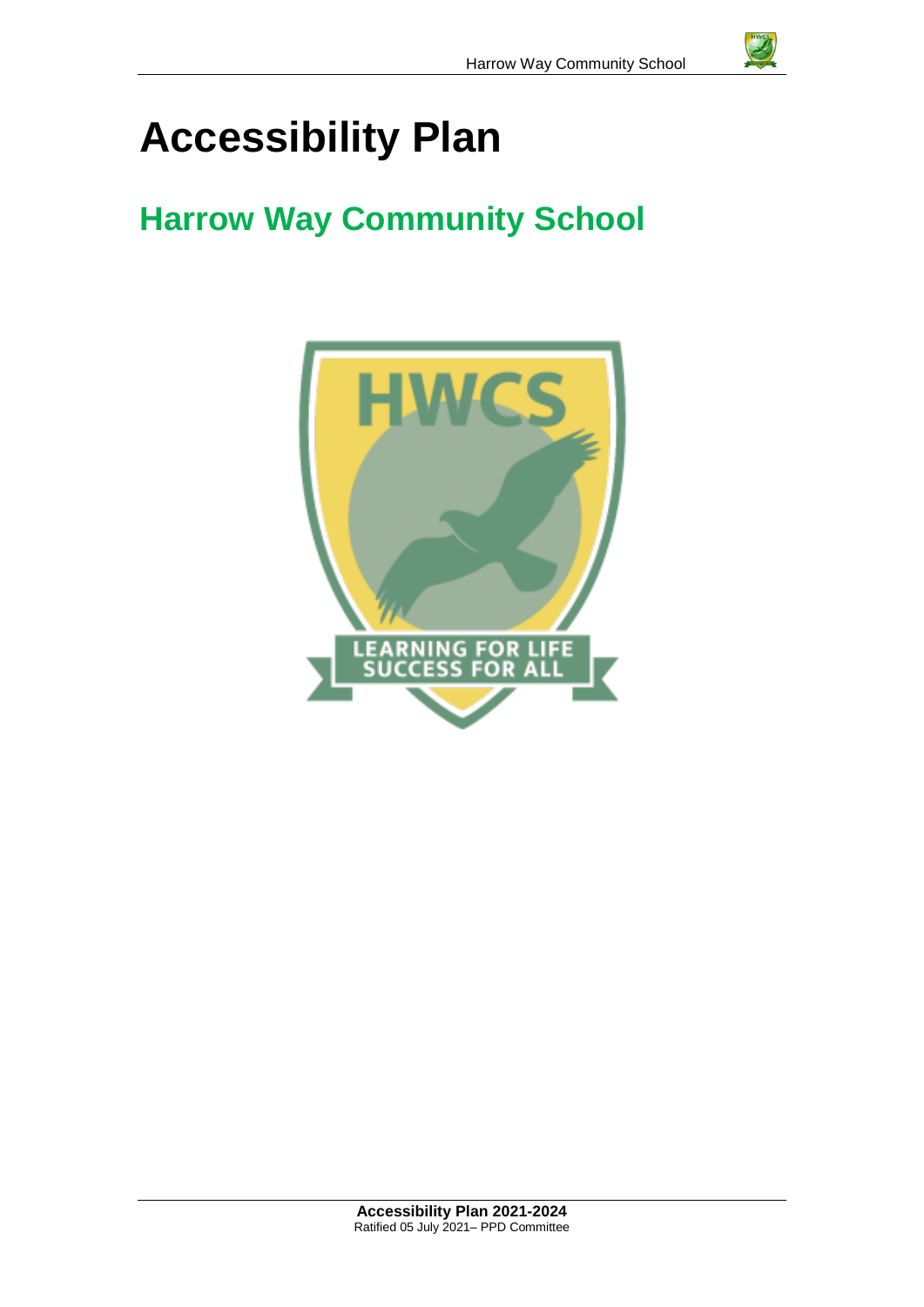# Accessibility Plan

## Harrow Way Community School

**Accessibility Plan 2021-2024**
Ratified 05 July 2021– PPD Committee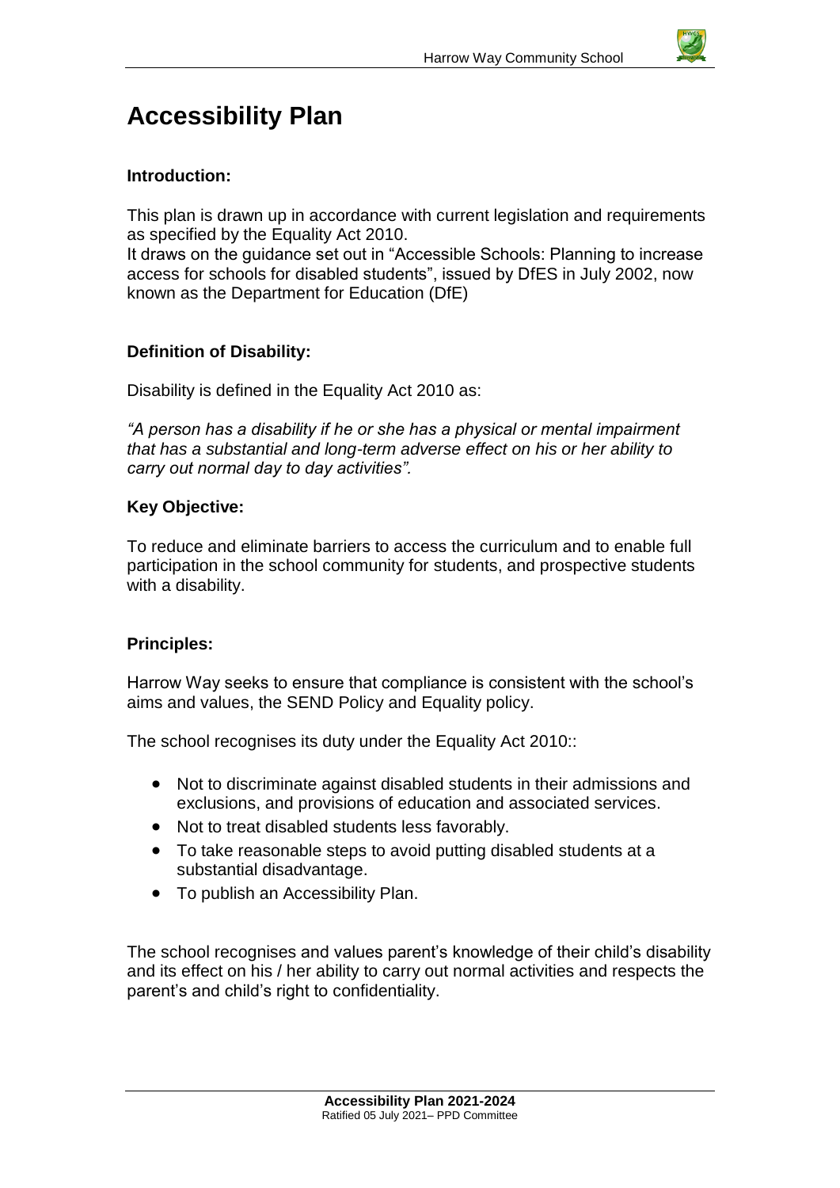# Accessibility Plan

### Introduction:

This plan is drawn up in accordance with current legislation and requirements as specified by the Equality Act 2010.
It draws on the guidance set out in "Accessible Schools: Planning to increase access for schools for disabled students", issued by DfES in July 2002, now known as the Department for Education (DfE)

### Definition of Disability:

Disability is defined in the Equality Act 2010 as:

*"A person has a disability if he or she has a physical or mental impairment that has a substantial and long-term adverse effect on his or her ability to carry out normal day to day activities".*

### Key Objective:

To reduce and eliminate barriers to access the curriculum and to enable full participation in the school community for students, and prospective students with a disability.

### Principles:

Harrow Way seeks to ensure that compliance is consistent with the school's aims and values, the SEND Policy and Equality policy.

The school recognises its duty under the Equality Act 2010::

- Not to discriminate against disabled students in their admissions and exclusions, and provisions of education and associated services.
- Not to treat disabled students less favorably.
- To take reasonable steps to avoid putting disabled students at a substantial disadvantage.
- To publish an Accessibility Plan.

The school recognises and values parent's knowledge of their child's disability and its effect on his / her ability to carry out normal activities and respects the parent's and child's right to confidentiality.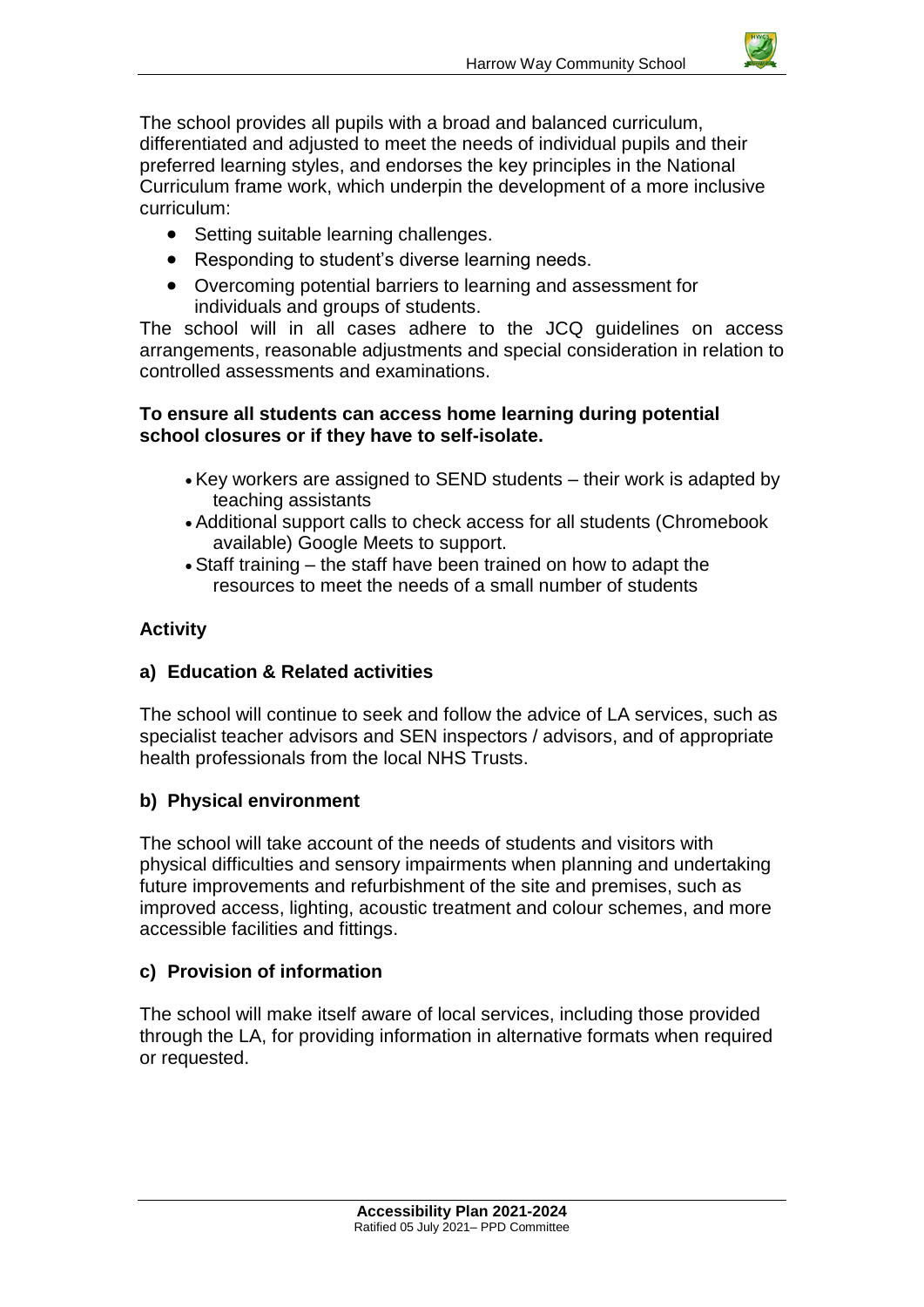The school provides all pupils with a broad and balanced curriculum, differentiated and adjusted to meet the needs of individual pupils and their preferred learning styles, and endorses the key principles in the National Curriculum frame work, which underpin the development of a more inclusive curriculum:

- Setting suitable learning challenges.
- Responding to student's diverse learning needs.
- Overcoming potential barriers to learning and assessment for individuals and groups of students.

The school will in all cases adhere to the JCQ guidelines on access arrangements, reasonable adjustments and special consideration in relation to controlled assessments and examinations.

**To ensure all students can access home learning during potential school closures or if they have to self-isolate.**

- Key workers are assigned to SEND students – their work is adapted by teaching assistants
- Additional support calls to check access for all students (Chromebook available) Google Meets to support.
- Staff training – the staff have been trained on how to adapt the resources to meet the needs of a small number of students

## Activity

### a) Education & Related activities

The school will continue to seek and follow the advice of LA services, such as specialist teacher advisors and SEN inspectors / advisors, and of appropriate health professionals from the local NHS Trusts.

### b) Physical environment

The school will take account of the needs of students and visitors with physical difficulties and sensory impairments when planning and undertaking future improvements and refurbishment of the site and premises, such as improved access, lighting, acoustic treatment and colour schemes, and more accessible facilities and fittings.

### c) Provision of information

The school will make itself aware of local services, including those provided through the LA, for providing information in alternative formats when required or requested.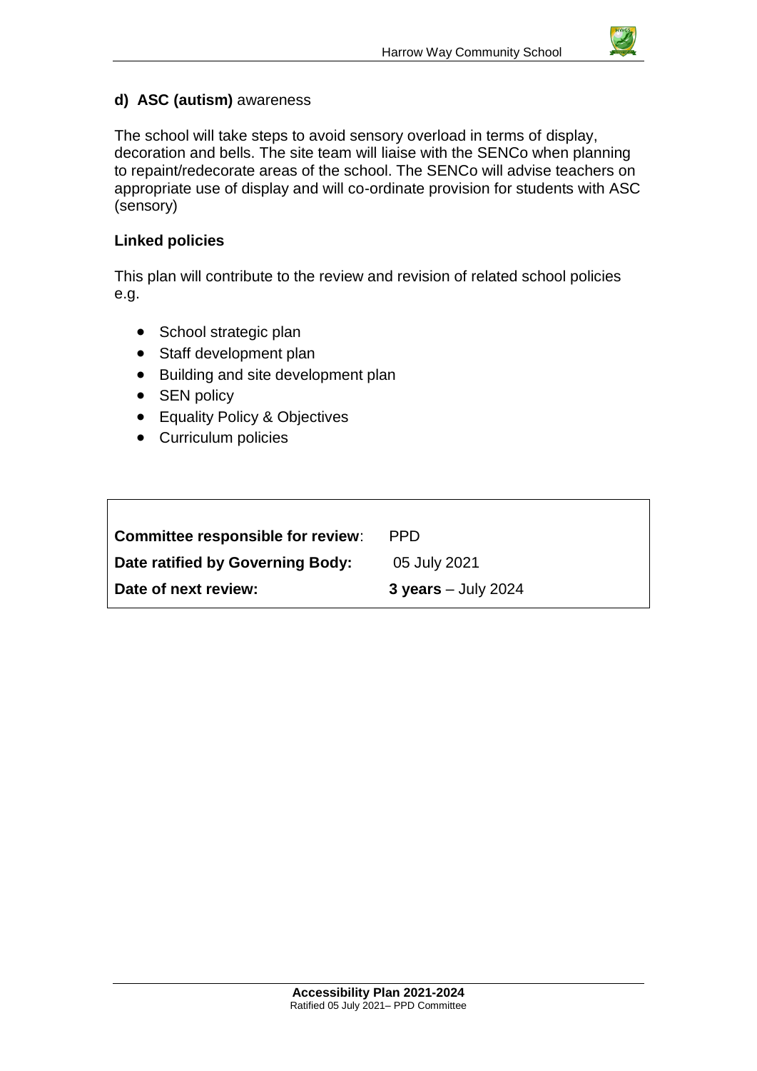### d) **ASC (autism)** awareness

The school will take steps to avoid sensory overload in terms of display, decoration and bells. The site team will liaise with the SENCo when planning to repaint/redecorate areas of the school. The SENCo will advise teachers on appropriate use of display and will co-ordinate provision for students with ASC (sensory)

### Linked policies

This plan will contribute to the review and revision of related school policies e.g.

- School strategic plan
- Staff development plan
- Building and site development plan
- SEN policy
- Equality Policy & Objectives
- Curriculum policies

| | |
|---|---|
| **Committee responsible for review**: | PPD |
| **Date ratified by Governing Body:** | 05 July 2021 |
| **Date of next review:** | **3 years** – July 2024 |